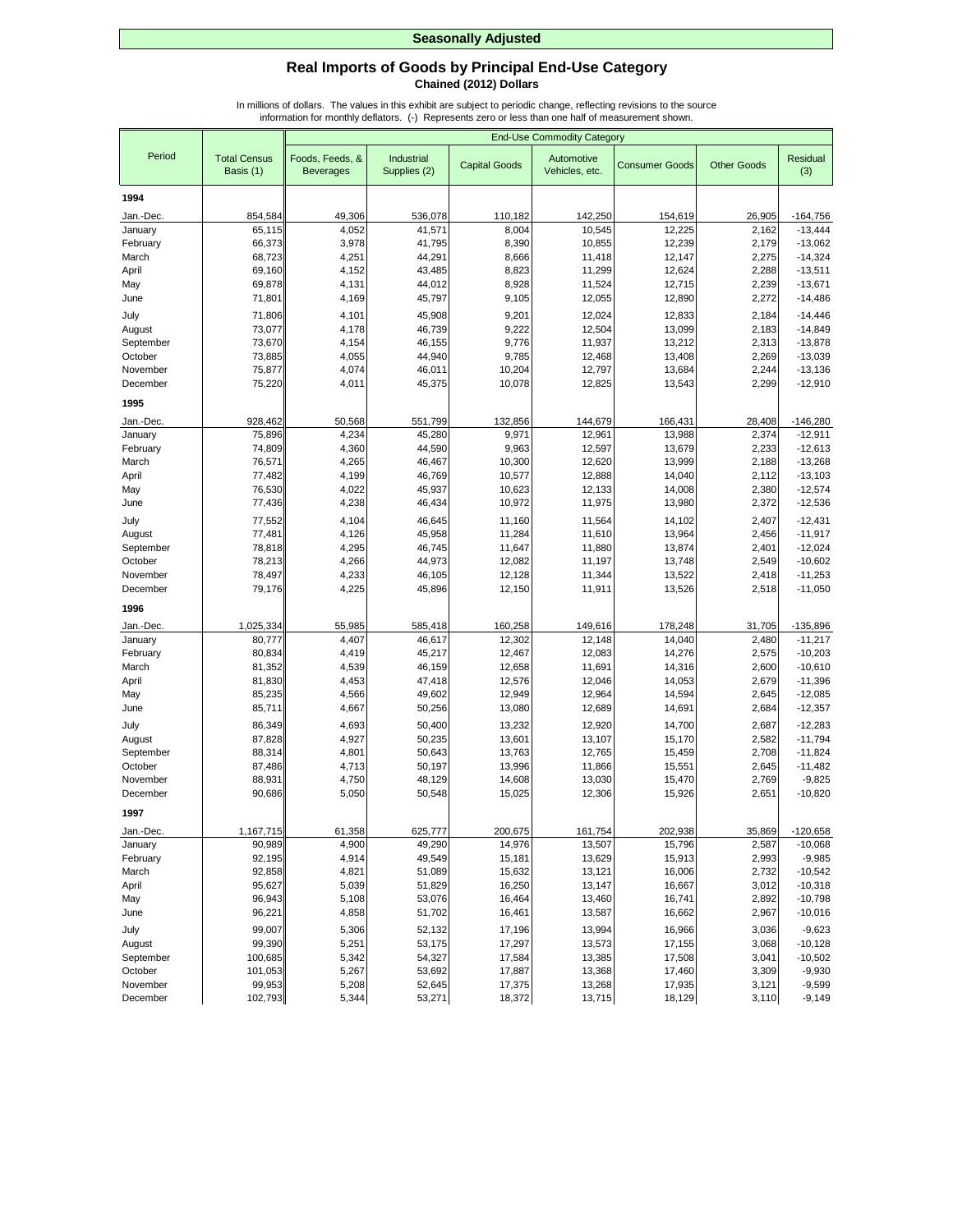**Seasonally Adjusted**

## Real Imports of Goods by Principal End-Use Category

**Chained (2012) Dollars**

In millions of dollars. The values in this exhibit are subject to periodic change, reflecting revisions to the source information for monthly deflators. (-) Represents zero or less than one half of measurement shown.

| Period | Total Census Basis (1) | End-Use Commodity Category | | | | | | |
|---|---|---|---|---|---|---|---|---|
| | | Foods, Feeds, & Beverages | Industrial Supplies (2) | Capital Goods | Automotive Vehicles, etc. | Consumer Goods | Other Goods | Residual (3) |
| **1994** | | | | | | | | |
| Jan.-Dec. | 854,584 | 49,306 | 536,078 | 110,182 | 142,250 | 154,619 | 26,905 | -164,756 |
| January | 65,115 | 4,052 | 41,571 | 8,004 | 10,545 | 12,225 | 2,162 | -13,444 |
| February | 66,373 | 3,978 | 41,795 | 8,390 | 10,855 | 12,239 | 2,179 | -13,062 |
| March | 68,723 | 4,251 | 44,291 | 8,666 | 11,418 | 12,147 | 2,275 | -14,324 |
| April | 69,160 | 4,152 | 43,485 | 8,823 | 11,299 | 12,624 | 2,288 | -13,511 |
| May | 69,878 | 4,131 | 44,012 | 8,928 | 11,524 | 12,715 | 2,239 | -13,671 |
| June | 71,801 | 4,169 | 45,797 | 9,105 | 12,055 | 12,890 | 2,272 | -14,486 |
| July | 71,806 | 4,101 | 45,908 | 9,201 | 12,024 | 12,833 | 2,184 | -14,446 |
| August | 73,077 | 4,178 | 46,739 | 9,222 | 12,504 | 13,099 | 2,183 | -14,849 |
| September | 73,670 | 4,154 | 46,155 | 9,776 | 11,937 | 13,212 | 2,313 | -13,878 |
| October | 73,885 | 4,055 | 44,940 | 9,785 | 12,468 | 13,408 | 2,269 | -13,039 |
| November | 75,877 | 4,074 | 46,011 | 10,204 | 12,797 | 13,684 | 2,244 | -13,136 |
| December | 75,220 | 4,011 | 45,375 | 10,078 | 12,825 | 13,543 | 2,299 | -12,910 |
| **1995** | | | | | | | | |
| Jan.-Dec. | 928,462 | 50,568 | 551,799 | 132,856 | 144,679 | 166,431 | 28,408 | -146,280 |
| January | 75,896 | 4,234 | 45,280 | 9,971 | 12,961 | 13,988 | 2,374 | -12,911 |
| February | 74,809 | 4,360 | 44,590 | 9,963 | 12,597 | 13,679 | 2,233 | -12,613 |
| March | 76,571 | 4,265 | 46,467 | 10,300 | 12,620 | 13,999 | 2,188 | -13,268 |
| April | 77,482 | 4,199 | 46,769 | 10,577 | 12,888 | 14,040 | 2,112 | -13,103 |
| May | 76,530 | 4,022 | 45,937 | 10,623 | 12,133 | 14,008 | 2,380 | -12,574 |
| June | 77,436 | 4,238 | 46,434 | 10,972 | 11,975 | 13,980 | 2,372 | -12,536 |
| July | 77,552 | 4,104 | 46,645 | 11,160 | 11,564 | 14,102 | 2,407 | -12,431 |
| August | 77,481 | 4,126 | 45,958 | 11,284 | 11,610 | 13,964 | 2,456 | -11,917 |
| September | 78,818 | 4,295 | 46,745 | 11,647 | 11,880 | 13,874 | 2,401 | -12,024 |
| October | 78,213 | 4,266 | 44,973 | 12,082 | 11,197 | 13,748 | 2,549 | -10,602 |
| November | 78,497 | 4,233 | 46,105 | 12,128 | 11,344 | 13,522 | 2,418 | -11,253 |
| December | 79,176 | 4,225 | 45,896 | 12,150 | 11,911 | 13,526 | 2,518 | -11,050 |
| **1996** | | | | | | | | |
| Jan.-Dec. | 1,025,334 | 55,985 | 585,418 | 160,258 | 149,616 | 178,248 | 31,705 | -135,896 |
| January | 80,777 | 4,407 | 46,617 | 12,302 | 12,148 | 14,040 | 2,480 | -11,217 |
| February | 80,834 | 4,419 | 45,217 | 12,467 | 12,083 | 14,276 | 2,575 | -10,203 |
| March | 81,352 | 4,539 | 46,159 | 12,658 | 11,691 | 14,316 | 2,600 | -10,610 |
| April | 81,830 | 4,453 | 47,418 | 12,576 | 12,046 | 14,053 | 2,679 | -11,396 |
| May | 85,235 | 4,566 | 49,602 | 12,949 | 12,964 | 14,594 | 2,645 | -12,085 |
| June | 85,711 | 4,667 | 50,256 | 13,080 | 12,689 | 14,691 | 2,684 | -12,357 |
| July | 86,349 | 4,693 | 50,400 | 13,232 | 12,920 | 14,700 | 2,687 | -12,283 |
| August | 87,828 | 4,927 | 50,235 | 13,601 | 13,107 | 15,170 | 2,582 | -11,794 |
| September | 88,314 | 4,801 | 50,643 | 13,763 | 12,765 | 15,459 | 2,708 | -11,824 |
| October | 87,486 | 4,713 | 50,197 | 13,996 | 11,866 | 15,551 | 2,645 | -11,482 |
| November | 88,931 | 4,750 | 48,129 | 14,608 | 13,030 | 15,470 | 2,769 | -9,825 |
| December | 90,686 | 5,050 | 50,548 | 15,025 | 12,306 | 15,926 | 2,651 | -10,820 |
| **1997** | | | | | | | | |
| Jan.-Dec. | 1,167,715 | 61,358 | 625,777 | 200,675 | 161,754 | 202,938 | 35,869 | -120,658 |
| January | 90,989 | 4,900 | 49,290 | 14,976 | 13,507 | 15,796 | 2,587 | -10,068 |
| February | 92,195 | 4,914 | 49,549 | 15,181 | 13,629 | 15,913 | 2,993 | -9,985 |
| March | 92,858 | 4,821 | 51,089 | 15,632 | 13,121 | 16,006 | 2,732 | -10,542 |
| April | 95,627 | 5,039 | 51,829 | 16,250 | 13,147 | 16,667 | 3,012 | -10,318 |
| May | 96,943 | 5,108 | 53,076 | 16,464 | 13,460 | 16,741 | 2,892 | -10,798 |
| June | 96,221 | 4,858 | 51,702 | 16,461 | 13,587 | 16,662 | 2,967 | -10,016 |
| July | 99,007 | 5,306 | 52,132 | 17,196 | 13,994 | 16,966 | 3,036 | -9,623 |
| August | 99,390 | 5,251 | 53,175 | 17,297 | 13,573 | 17,155 | 3,068 | -10,128 |
| September | 100,685 | 5,342 | 54,327 | 17,584 | 13,385 | 17,508 | 3,041 | -10,502 |
| October | 101,053 | 5,267 | 53,692 | 17,887 | 13,368 | 17,460 | 3,309 | -9,930 |
| November | 99,953 | 5,208 | 52,645 | 17,375 | 13,268 | 17,935 | 3,121 | -9,599 |
| December | 102,793 | 5,344 | 53,271 | 18,372 | 13,715 | 18,129 | 3,110 | -9,149 |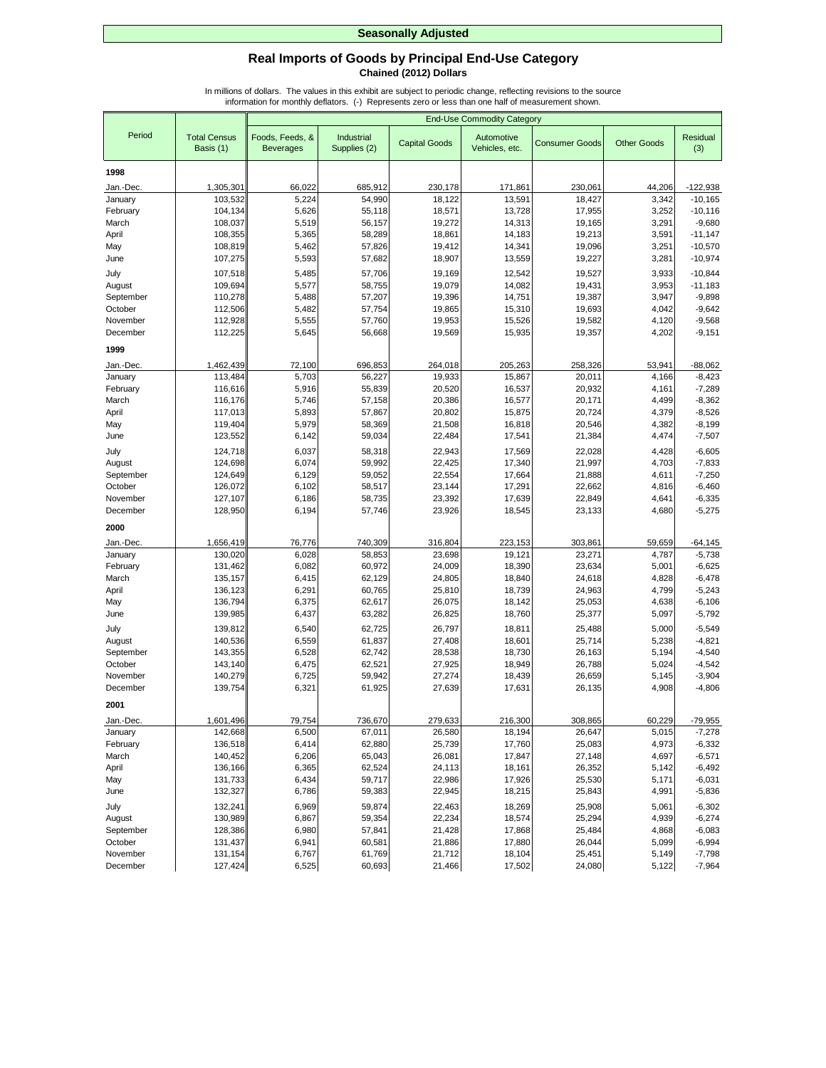**Seasonally Adjusted**

## Real Imports of Goods by Principal End-Use Category

**Chained (2012) Dollars**

In millions of dollars. The values in this exhibit are subject to periodic change, reflecting revisions to the source information for monthly deflators. (-) Represents zero or less than one half of measurement shown.

| Period | Total Census Basis (1) | End-Use Commodity Category | | | | | | |
|---|---|---|---|---|---|---|---|---|
| | | Foods, Feeds, & Beverages | Industrial Supplies (2) | Capital Goods | Automotive Vehicles, etc. | Consumer Goods | Other Goods | Residual (3) |
| **1998** | | | | | | | | |
| Jan.-Dec. | 1,305,301 | 66,022 | 685,912 | 230,178 | 171,861 | 230,061 | 44,206 | -122,938 |
| January | 103,532 | 5,224 | 54,990 | 18,122 | 13,591 | 18,427 | 3,342 | -10,165 |
| February | 104,134 | 5,626 | 55,118 | 18,571 | 13,728 | 17,955 | 3,252 | -10,116 |
| March | 108,037 | 5,519 | 56,157 | 19,272 | 14,313 | 19,165 | 3,291 | -9,680 |
| April | 108,355 | 5,365 | 58,289 | 18,861 | 14,183 | 19,213 | 3,591 | -11,147 |
| May | 108,819 | 5,462 | 57,826 | 19,412 | 14,341 | 19,096 | 3,251 | -10,570 |
| June | 107,275 | 5,593 | 57,682 | 18,907 | 13,559 | 19,227 | 3,281 | -10,974 |
| July | 107,518 | 5,485 | 57,706 | 19,169 | 12,542 | 19,527 | 3,933 | -10,844 |
| August | 109,694 | 5,577 | 58,755 | 19,079 | 14,082 | 19,431 | 3,953 | -11,183 |
| September | 110,278 | 5,488 | 57,207 | 19,396 | 14,751 | 19,387 | 3,947 | -9,898 |
| October | 112,506 | 5,482 | 57,754 | 19,865 | 15,310 | 19,693 | 4,042 | -9,642 |
| November | 112,928 | 5,555 | 57,760 | 19,953 | 15,526 | 19,582 | 4,120 | -9,568 |
| December | 112,225 | 5,645 | 56,668 | 19,569 | 15,935 | 19,357 | 4,202 | -9,151 |
| **1999** | | | | | | | | |
| Jan.-Dec. | 1,462,439 | 72,100 | 696,853 | 264,018 | 205,263 | 258,326 | 53,941 | -88,062 |
| January | 113,484 | 5,703 | 56,227 | 19,933 | 15,867 | 20,011 | 4,166 | -8,423 |
| February | 116,616 | 5,916 | 55,839 | 20,520 | 16,537 | 20,932 | 4,161 | -7,289 |
| March | 116,176 | 5,746 | 57,158 | 20,386 | 16,577 | 20,171 | 4,499 | -8,362 |
| April | 117,013 | 5,893 | 57,867 | 20,802 | 15,875 | 20,724 | 4,379 | -8,526 |
| May | 119,404 | 5,979 | 58,369 | 21,508 | 16,818 | 20,546 | 4,382 | -8,199 |
| June | 123,552 | 6,142 | 59,034 | 22,484 | 17,541 | 21,384 | 4,474 | -7,507 |
| July | 124,718 | 6,037 | 58,318 | 22,943 | 17,569 | 22,028 | 4,428 | -6,605 |
| August | 124,698 | 6,074 | 59,992 | 22,425 | 17,340 | 21,997 | 4,703 | -7,833 |
| September | 124,649 | 6,129 | 59,052 | 22,554 | 17,664 | 21,888 | 4,611 | -7,250 |
| October | 126,072 | 6,102 | 58,517 | 23,144 | 17,291 | 22,662 | 4,816 | -6,460 |
| November | 127,107 | 6,186 | 58,735 | 23,392 | 17,639 | 22,849 | 4,641 | -6,335 |
| December | 128,950 | 6,194 | 57,746 | 23,926 | 18,545 | 23,133 | 4,680 | -5,275 |
| **2000** | | | | | | | | |
| Jan.-Dec. | 1,656,419 | 76,776 | 740,309 | 316,804 | 223,153 | 303,861 | 59,659 | -64,145 |
| January | 130,020 | 6,028 | 58,853 | 23,698 | 19,121 | 23,271 | 4,787 | -5,738 |
| February | 131,462 | 6,082 | 60,972 | 24,009 | 18,390 | 23,634 | 5,001 | -6,625 |
| March | 135,157 | 6,415 | 62,129 | 24,805 | 18,840 | 24,618 | 4,828 | -6,478 |
| April | 136,123 | 6,291 | 60,765 | 25,810 | 18,739 | 24,963 | 4,799 | -5,243 |
| May | 136,794 | 6,375 | 62,617 | 26,075 | 18,142 | 25,053 | 4,638 | -6,106 |
| June | 139,985 | 6,437 | 63,282 | 26,825 | 18,760 | 25,377 | 5,097 | -5,792 |
| July | 139,812 | 6,540 | 62,725 | 26,797 | 18,811 | 25,488 | 5,000 | -5,549 |
| August | 140,536 | 6,559 | 61,837 | 27,408 | 18,601 | 25,714 | 5,238 | -4,821 |
| September | 143,355 | 6,528 | 62,742 | 28,538 | 18,730 | 26,163 | 5,194 | -4,540 |
| October | 143,140 | 6,475 | 62,521 | 27,925 | 18,949 | 26,788 | 5,024 | -4,542 |
| November | 140,279 | 6,725 | 59,942 | 27,274 | 18,439 | 26,659 | 5,145 | -3,904 |
| December | 139,754 | 6,321 | 61,925 | 27,639 | 17,631 | 26,135 | 4,908 | -4,806 |
| **2001** | | | | | | | | |
| Jan.-Dec. | 1,601,496 | 79,754 | 736,670 | 279,633 | 216,300 | 308,865 | 60,229 | -79,955 |
| January | 142,668 | 6,500 | 67,011 | 26,580 | 18,194 | 26,647 | 5,015 | -7,278 |
| February | 136,518 | 6,414 | 62,880 | 25,739 | 17,760 | 25,083 | 4,973 | -6,332 |
| March | 140,452 | 6,206 | 65,043 | 26,081 | 17,847 | 27,148 | 4,697 | -6,571 |
| April | 136,166 | 6,365 | 62,524 | 24,113 | 18,161 | 26,352 | 5,142 | -6,492 |
| May | 131,733 | 6,434 | 59,717 | 22,986 | 17,926 | 25,530 | 5,171 | -6,031 |
| June | 132,327 | 6,786 | 59,383 | 22,945 | 18,215 | 25,843 | 4,991 | -5,836 |
| July | 132,241 | 6,969 | 59,874 | 22,463 | 18,269 | 25,908 | 5,061 | -6,302 |
| August | 130,989 | 6,867 | 59,354 | 22,234 | 18,574 | 25,294 | 4,939 | -6,274 |
| September | 128,386 | 6,980 | 57,841 | 21,428 | 17,868 | 25,484 | 4,868 | -6,083 |
| October | 131,437 | 6,941 | 60,581 | 21,886 | 17,880 | 26,044 | 5,099 | -6,994 |
| November | 131,154 | 6,767 | 61,769 | 21,712 | 18,104 | 25,451 | 5,149 | -7,798 |
| December | 127,424 | 6,525 | 60,693 | 21,466 | 17,502 | 24,080 | 5,122 | -7,964 |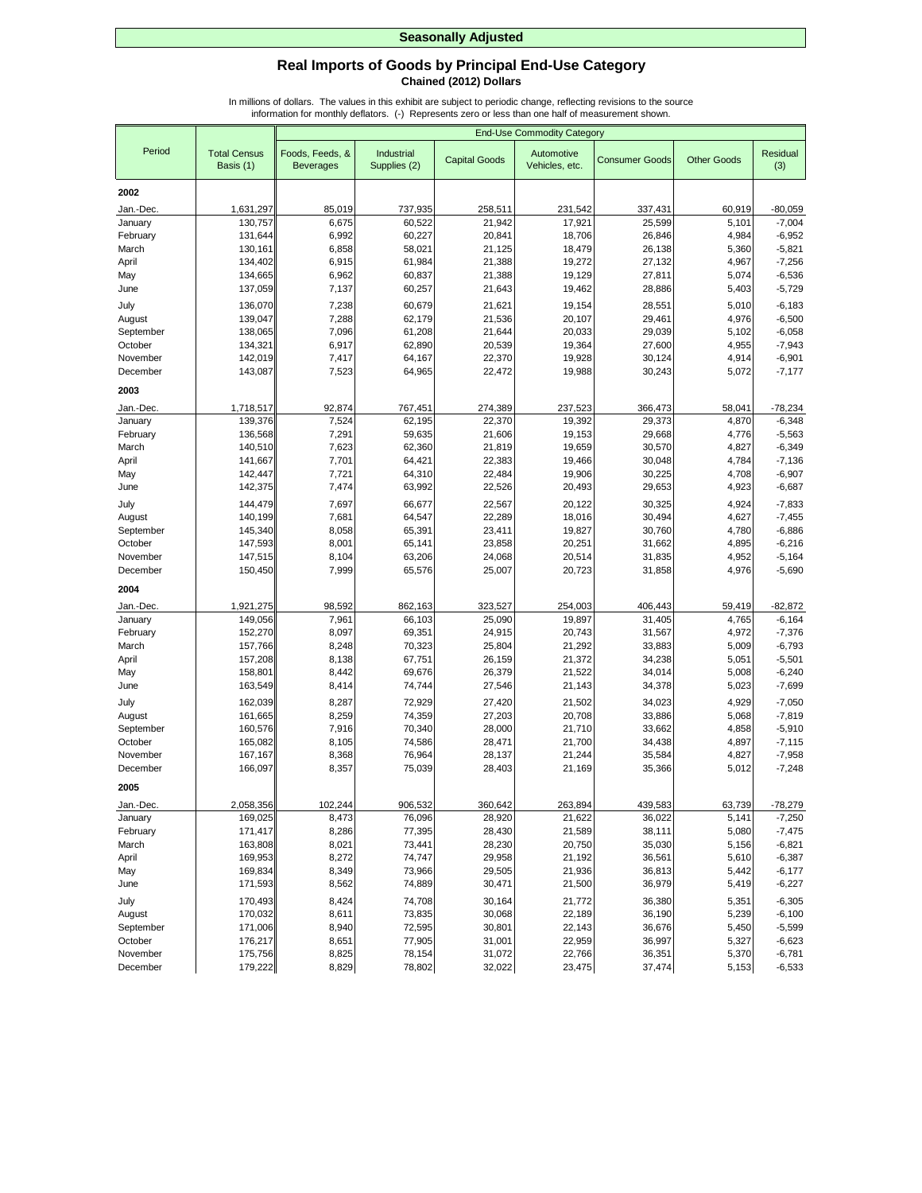**Seasonally Adjusted**

## Real Imports of Goods by Principal End-Use Category

**Chained (2012) Dollars**

In millions of dollars. The values in this exhibit are subject to periodic change, reflecting revisions to the source information for monthly deflators. (-) Represents zero or less than one half of measurement shown.

| Period | Total Census Basis (1) | End-Use Commodity Category | | | | | | |
|---|---|---|---|---|---|---|---|---|
| | | Foods, Feeds, & Beverages | Industrial Supplies (2) | Capital Goods | Automotive Vehicles, etc. | Consumer Goods | Other Goods | Residual (3) |
| **2002** | | | | | | | | |
| Jan.-Dec. | 1,631,297 | 85,019 | 737,935 | 258,511 | 231,542 | 337,431 | 60,919 | -80,059 |
| January | 130,757 | 6,675 | 60,522 | 21,942 | 17,921 | 25,599 | 5,101 | -7,004 |
| February | 131,644 | 6,992 | 60,227 | 20,841 | 18,706 | 26,846 | 4,984 | -6,952 |
| March | 130,161 | 6,858 | 58,021 | 21,125 | 18,479 | 26,138 | 5,360 | -5,821 |
| April | 134,402 | 6,915 | 61,984 | 21,388 | 19,272 | 27,132 | 4,967 | -7,256 |
| May | 134,665 | 6,962 | 60,837 | 21,388 | 19,129 | 27,811 | 5,074 | -6,536 |
| June | 137,059 | 7,137 | 60,257 | 21,643 | 19,462 | 28,886 | 5,403 | -5,729 |
| July | 136,070 | 7,238 | 60,679 | 21,621 | 19,154 | 28,551 | 5,010 | -6,183 |
| August | 139,047 | 7,288 | 62,179 | 21,536 | 20,107 | 29,461 | 4,976 | -6,500 |
| September | 138,065 | 7,096 | 61,208 | 21,644 | 20,033 | 29,039 | 5,102 | -6,058 |
| October | 134,321 | 6,917 | 62,890 | 20,539 | 19,364 | 27,600 | 4,955 | -7,943 |
| November | 142,019 | 7,417 | 64,167 | 22,370 | 19,928 | 30,124 | 4,914 | -6,901 |
| December | 143,087 | 7,523 | 64,965 | 22,472 | 19,988 | 30,243 | 5,072 | -7,177 |
| **2003** | | | | | | | | |
| Jan.-Dec. | 1,718,517 | 92,874 | 767,451 | 274,389 | 237,523 | 366,473 | 58,041 | -78,234 |
| January | 139,376 | 7,524 | 62,195 | 22,370 | 19,392 | 29,373 | 4,870 | -6,348 |
| February | 136,568 | 7,291 | 59,635 | 21,606 | 19,153 | 29,668 | 4,776 | -5,563 |
| March | 140,510 | 7,623 | 62,360 | 21,819 | 19,659 | 30,570 | 4,827 | -6,349 |
| April | 141,667 | 7,701 | 64,421 | 22,383 | 19,466 | 30,048 | 4,784 | -7,136 |
| May | 142,447 | 7,721 | 64,310 | 22,484 | 19,906 | 30,225 | 4,708 | -6,907 |
| June | 142,375 | 7,474 | 63,992 | 22,526 | 20,493 | 29,653 | 4,923 | -6,687 |
| July | 144,479 | 7,697 | 66,677 | 22,567 | 20,122 | 30,325 | 4,924 | -7,833 |
| August | 140,199 | 7,681 | 64,547 | 22,289 | 18,016 | 30,494 | 4,627 | -7,455 |
| September | 145,340 | 8,058 | 65,391 | 23,411 | 19,827 | 30,760 | 4,780 | -6,886 |
| October | 147,593 | 8,001 | 65,141 | 23,858 | 20,251 | 31,662 | 4,895 | -6,216 |
| November | 147,515 | 8,104 | 63,206 | 24,068 | 20,514 | 31,835 | 4,952 | -5,164 |
| December | 150,450 | 7,999 | 65,576 | 25,007 | 20,723 | 31,858 | 4,976 | -5,690 |
| **2004** | | | | | | | | |
| Jan.-Dec. | 1,921,275 | 98,592 | 862,163 | 323,527 | 254,003 | 406,443 | 59,419 | -82,872 |
| January | 149,056 | 7,961 | 66,103 | 25,090 | 19,897 | 31,405 | 4,765 | -6,164 |
| February | 152,270 | 8,097 | 69,351 | 24,915 | 20,743 | 31,567 | 4,972 | -7,376 |
| March | 157,766 | 8,248 | 70,323 | 25,804 | 21,292 | 33,883 | 5,009 | -6,793 |
| April | 157,208 | 8,138 | 67,751 | 26,159 | 21,372 | 34,238 | 5,051 | -5,501 |
| May | 158,801 | 8,442 | 69,676 | 26,379 | 21,522 | 34,014 | 5,008 | -6,240 |
| June | 163,549 | 8,414 | 74,744 | 27,546 | 21,143 | 34,378 | 5,023 | -7,699 |
| July | 162,039 | 8,287 | 72,929 | 27,420 | 21,502 | 34,023 | 4,929 | -7,050 |
| August | 161,665 | 8,259 | 74,359 | 27,203 | 20,708 | 33,886 | 5,068 | -7,819 |
| September | 160,576 | 7,916 | 70,340 | 28,000 | 21,710 | 33,662 | 4,858 | -5,910 |
| October | 165,082 | 8,105 | 74,586 | 28,471 | 21,700 | 34,438 | 4,897 | -7,115 |
| November | 167,167 | 8,368 | 76,964 | 28,137 | 21,244 | 35,584 | 4,827 | -7,958 |
| December | 166,097 | 8,357 | 75,039 | 28,403 | 21,169 | 35,366 | 5,012 | -7,248 |
| **2005** | | | | | | | | |
| Jan.-Dec. | 2,058,356 | 102,244 | 906,532 | 360,642 | 263,894 | 439,583 | 63,739 | -78,279 |
| January | 169,025 | 8,473 | 76,096 | 28,920 | 21,622 | 36,022 | 5,141 | -7,250 |
| February | 171,417 | 8,286 | 77,395 | 28,430 | 21,589 | 38,111 | 5,080 | -7,475 |
| March | 163,808 | 8,021 | 73,441 | 28,230 | 20,750 | 35,030 | 5,156 | -6,821 |
| April | 169,953 | 8,272 | 74,747 | 29,958 | 21,192 | 36,561 | 5,610 | -6,387 |
| May | 169,834 | 8,349 | 73,966 | 29,505 | 21,936 | 36,813 | 5,442 | -6,177 |
| June | 171,593 | 8,562 | 74,889 | 30,471 | 21,500 | 36,979 | 5,419 | -6,227 |
| July | 170,493 | 8,424 | 74,708 | 30,164 | 21,772 | 36,380 | 5,351 | -6,305 |
| August | 170,032 | 8,611 | 73,835 | 30,068 | 22,189 | 36,190 | 5,239 | -6,100 |
| September | 171,006 | 8,940 | 72,595 | 30,801 | 22,143 | 36,676 | 5,450 | -5,599 |
| October | 176,217 | 8,651 | 77,905 | 31,001 | 22,959 | 36,997 | 5,327 | -6,623 |
| November | 175,756 | 8,825 | 78,154 | 31,072 | 22,766 | 36,351 | 5,370 | -6,781 |
| December | 179,222 | 8,829 | 78,802 | 32,022 | 23,475 | 37,474 | 5,153 | -6,533 |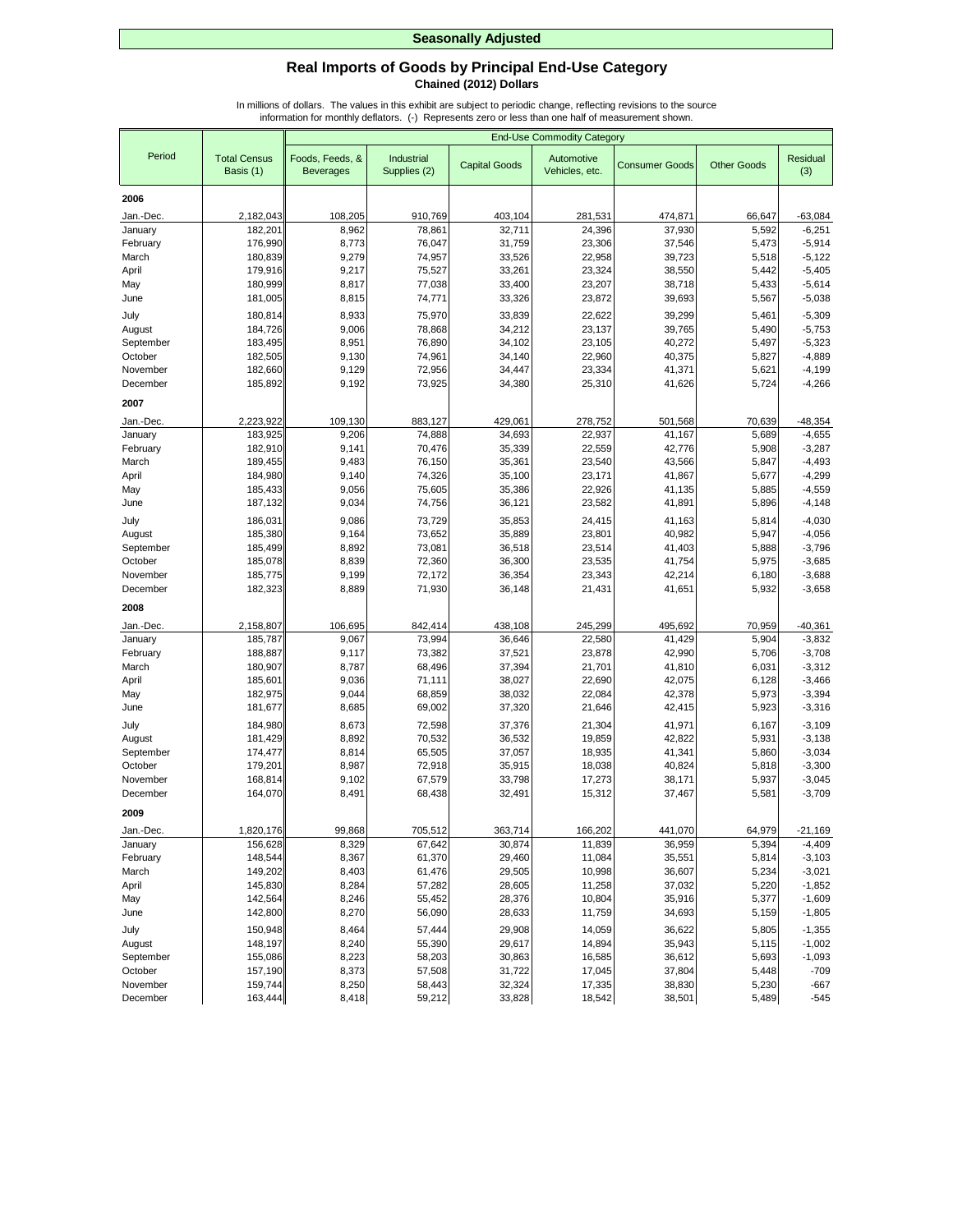**Seasonally Adjusted**

## Real Imports of Goods by Principal End-Use Category

**Chained (2012) Dollars**

In millions of dollars. The values in this exhibit are subject to periodic change, reflecting revisions to the source information for monthly deflators. (-) Represents zero or less than one half of measurement shown.

| Period | Total Census Basis (1) | End-Use Commodity Category | | | | | | |
|---|---|---|---|---|---|---|---|---|
| | | Foods, Feeds, & Beverages | Industrial Supplies (2) | Capital Goods | Automotive Vehicles, etc. | Consumer Goods | Other Goods | Residual (3) |
| **2006** | | | | | | | | |
| Jan.-Dec. | 2,182,043 | 108,205 | 910,769 | 403,104 | 281,531 | 474,871 | 66,647 | -63,084 |
| January | 182,201 | 8,962 | 78,861 | 32,711 | 24,396 | 37,930 | 5,592 | -6,251 |
| February | 176,990 | 8,773 | 76,047 | 31,759 | 23,306 | 37,546 | 5,473 | -5,914 |
| March | 180,839 | 9,279 | 74,957 | 33,526 | 22,958 | 39,723 | 5,518 | -5,122 |
| April | 179,916 | 9,217 | 75,527 | 33,261 | 23,324 | 38,550 | 5,442 | -5,405 |
| May | 180,999 | 8,817 | 77,038 | 33,400 | 23,207 | 38,718 | 5,433 | -5,614 |
| June | 181,005 | 8,815 | 74,771 | 33,326 | 23,872 | 39,693 | 5,567 | -5,038 |
| July | 180,814 | 8,933 | 75,970 | 33,839 | 22,622 | 39,299 | 5,461 | -5,309 |
| August | 184,726 | 9,006 | 78,868 | 34,212 | 23,137 | 39,765 | 5,490 | -5,753 |
| September | 183,495 | 8,951 | 76,890 | 34,102 | 23,105 | 40,272 | 5,497 | -5,323 |
| October | 182,505 | 9,130 | 74,961 | 34,140 | 22,960 | 40,375 | 5,827 | -4,889 |
| November | 182,660 | 9,129 | 72,956 | 34,447 | 23,334 | 41,371 | 5,621 | -4,199 |
| December | 185,892 | 9,192 | 73,925 | 34,380 | 25,310 | 41,626 | 5,724 | -4,266 |
| **2007** | | | | | | | | |
| Jan.-Dec. | 2,223,922 | 109,130 | 883,127 | 429,061 | 278,752 | 501,568 | 70,639 | -48,354 |
| January | 183,925 | 9,206 | 74,888 | 34,693 | 22,937 | 41,167 | 5,689 | -4,655 |
| February | 182,910 | 9,141 | 70,476 | 35,339 | 22,559 | 42,776 | 5,908 | -3,287 |
| March | 189,455 | 9,483 | 76,150 | 35,361 | 23,540 | 43,566 | 5,847 | -4,493 |
| April | 184,980 | 9,140 | 74,326 | 35,100 | 23,171 | 41,867 | 5,677 | -4,299 |
| May | 185,433 | 9,056 | 75,605 | 35,386 | 22,926 | 41,135 | 5,885 | -4,559 |
| June | 187,132 | 9,034 | 74,756 | 36,121 | 23,582 | 41,891 | 5,896 | -4,148 |
| July | 186,031 | 9,086 | 73,729 | 35,853 | 24,415 | 41,163 | 5,814 | -4,030 |
| August | 185,380 | 9,164 | 73,652 | 35,889 | 23,801 | 40,982 | 5,947 | -4,056 |
| September | 185,499 | 8,892 | 73,081 | 36,518 | 23,514 | 41,403 | 5,888 | -3,796 |
| October | 185,078 | 8,839 | 72,360 | 36,300 | 23,535 | 41,754 | 5,975 | -3,685 |
| November | 185,775 | 9,199 | 72,172 | 36,354 | 23,343 | 42,214 | 6,180 | -3,688 |
| December | 182,323 | 8,889 | 71,930 | 36,148 | 21,431 | 41,651 | 5,932 | -3,658 |
| **2008** | | | | | | | | |
| Jan.-Dec. | 2,158,807 | 106,695 | 842,414 | 438,108 | 245,299 | 495,692 | 70,959 | -40,361 |
| January | 185,787 | 9,067 | 73,994 | 36,646 | 22,580 | 41,429 | 5,904 | -3,832 |
| February | 188,887 | 9,117 | 73,382 | 37,521 | 23,878 | 42,990 | 5,706 | -3,708 |
| March | 180,907 | 8,787 | 68,496 | 37,394 | 21,701 | 41,810 | 6,031 | -3,312 |
| April | 185,601 | 9,036 | 71,111 | 38,027 | 22,690 | 42,075 | 6,128 | -3,466 |
| May | 182,975 | 9,044 | 68,859 | 38,032 | 22,084 | 42,378 | 5,973 | -3,394 |
| June | 181,677 | 8,685 | 69,002 | 37,320 | 21,646 | 42,415 | 5,923 | -3,316 |
| July | 184,980 | 8,673 | 72,598 | 37,376 | 21,304 | 41,971 | 6,167 | -3,109 |
| August | 181,429 | 8,892 | 70,532 | 36,532 | 19,859 | 42,822 | 5,931 | -3,138 |
| September | 174,477 | 8,814 | 65,505 | 37,057 | 18,935 | 41,341 | 5,860 | -3,034 |
| October | 179,201 | 8,987 | 72,918 | 35,915 | 18,038 | 40,824 | 5,818 | -3,300 |
| November | 168,814 | 9,102 | 67,579 | 33,798 | 17,273 | 38,171 | 5,937 | -3,045 |
| December | 164,070 | 8,491 | 68,438 | 32,491 | 15,312 | 37,467 | 5,581 | -3,709 |
| **2009** | | | | | | | | |
| Jan.-Dec. | 1,820,176 | 99,868 | 705,512 | 363,714 | 166,202 | 441,070 | 64,979 | -21,169 |
| January | 156,628 | 8,329 | 67,642 | 30,874 | 11,839 | 36,959 | 5,394 | -4,409 |
| February | 148,544 | 8,367 | 61,370 | 29,460 | 11,084 | 35,551 | 5,814 | -3,103 |
| March | 149,202 | 8,403 | 61,476 | 29,505 | 10,998 | 36,607 | 5,234 | -3,021 |
| April | 145,830 | 8,284 | 57,282 | 28,605 | 11,258 | 37,032 | 5,220 | -1,852 |
| May | 142,564 | 8,246 | 55,452 | 28,376 | 10,804 | 35,916 | 5,377 | -1,609 |
| June | 142,800 | 8,270 | 56,090 | 28,633 | 11,759 | 34,693 | 5,159 | -1,805 |
| July | 150,948 | 8,464 | 57,444 | 29,908 | 14,059 | 36,622 | 5,805 | -1,355 |
| August | 148,197 | 8,240 | 55,390 | 29,617 | 14,894 | 35,943 | 5,115 | -1,002 |
| September | 155,086 | 8,223 | 58,203 | 30,863 | 16,585 | 36,612 | 5,693 | -1,093 |
| October | 157,190 | 8,373 | 57,508 | 31,722 | 17,045 | 37,804 | 5,448 | -709 |
| November | 159,744 | 8,250 | 58,443 | 32,324 | 17,335 | 38,830 | 5,230 | -667 |
| December | 163,444 | 8,418 | 59,212 | 33,828 | 18,542 | 38,501 | 5,489 | -545 |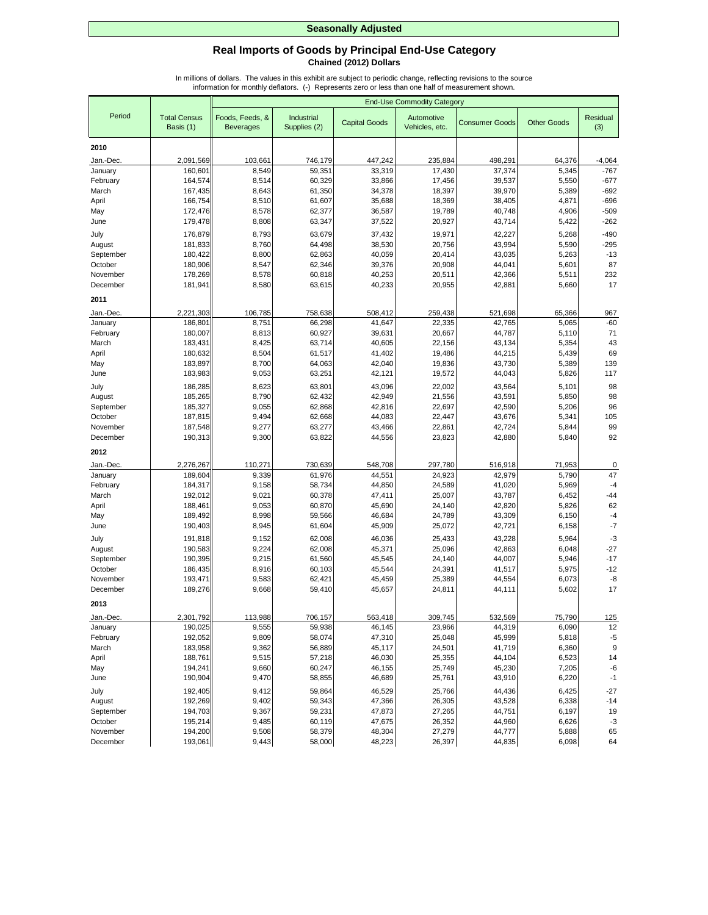**Seasonally Adjusted**

## Real Imports of Goods by Principal End-Use Category

**Chained (2012) Dollars**

In millions of dollars. The values in this exhibit are subject to periodic change, reflecting revisions to the source information for monthly deflators. (-) Represents zero or less than one half of measurement shown.

| Period | Total Census Basis (1) | End-Use Commodity Category | | | | | | |
|---|---|---|---|---|---|---|---|---|
| | | Foods, Feeds, & Beverages | Industrial Supplies (2) | Capital Goods | Automotive Vehicles, etc. | Consumer Goods | Other Goods | Residual (3) |
| **2010** | | | | | | | | |
| Jan.-Dec. | 2,091,569 | 103,661 | 746,179 | 447,242 | 235,884 | 498,291 | 64,376 | -4,064 |
| January | 160,601 | 8,549 | 59,351 | 33,319 | 17,430 | 37,374 | 5,345 | -767 |
| February | 164,574 | 8,514 | 60,329 | 33,866 | 17,456 | 39,537 | 5,550 | -677 |
| March | 167,435 | 8,643 | 61,350 | 34,378 | 18,397 | 39,970 | 5,389 | -692 |
| April | 166,754 | 8,510 | 61,607 | 35,688 | 18,369 | 38,405 | 4,871 | -696 |
| May | 172,476 | 8,578 | 62,377 | 36,587 | 19,789 | 40,748 | 4,906 | -509 |
| June | 179,478 | 8,808 | 63,347 | 37,522 | 20,927 | 43,714 | 5,422 | -262 |
| July | 176,879 | 8,793 | 63,679 | 37,432 | 19,971 | 42,227 | 5,268 | -490 |
| August | 181,833 | 8,760 | 64,498 | 38,530 | 20,756 | 43,994 | 5,590 | -295 |
| September | 180,422 | 8,800 | 62,863 | 40,059 | 20,414 | 43,035 | 5,263 | -13 |
| October | 180,906 | 8,547 | 62,346 | 39,376 | 20,908 | 44,041 | 5,601 | 87 |
| November | 178,269 | 8,578 | 60,818 | 40,253 | 20,511 | 42,366 | 5,511 | 232 |
| December | 181,941 | 8,580 | 63,615 | 40,233 | 20,955 | 42,881 | 5,660 | 17 |
| **2011** | | | | | | | | |
| Jan.-Dec. | 2,221,303 | 106,785 | 758,638 | 508,412 | 259,438 | 521,698 | 65,366 | 967 |
| January | 186,801 | 8,751 | 66,298 | 41,647 | 22,335 | 42,765 | 5,065 | -60 |
| February | 180,007 | 8,813 | 60,927 | 39,631 | 20,667 | 44,787 | 5,110 | 71 |
| March | 183,431 | 8,425 | 63,714 | 40,605 | 22,156 | 43,134 | 5,354 | 43 |
| April | 180,632 | 8,504 | 61,517 | 41,402 | 19,486 | 44,215 | 5,439 | 69 |
| May | 183,897 | 8,700 | 64,063 | 42,040 | 19,836 | 43,730 | 5,389 | 139 |
| June | 183,983 | 9,053 | 63,251 | 42,121 | 19,572 | 44,043 | 5,826 | 117 |
| July | 186,285 | 8,623 | 63,801 | 43,096 | 22,002 | 43,564 | 5,101 | 98 |
| August | 185,265 | 8,790 | 62,432 | 42,949 | 21,556 | 43,591 | 5,850 | 98 |
| September | 185,327 | 9,055 | 62,868 | 42,816 | 22,697 | 42,590 | 5,206 | 96 |
| October | 187,815 | 9,494 | 62,668 | 44,083 | 22,447 | 43,676 | 5,341 | 105 |
| November | 187,548 | 9,277 | 63,277 | 43,466 | 22,861 | 42,724 | 5,844 | 99 |
| December | 190,313 | 9,300 | 63,822 | 44,556 | 23,823 | 42,880 | 5,840 | 92 |
| **2012** | | | | | | | | |
| Jan.-Dec. | 2,276,267 | 110,271 | 730,639 | 548,708 | 297,780 | 516,918 | 71,953 | 0 |
| January | 189,604 | 9,339 | 61,976 | 44,551 | 24,923 | 42,979 | 5,790 | 47 |
| February | 184,317 | 9,158 | 58,734 | 44,850 | 24,589 | 41,020 | 5,969 | -4 |
| March | 192,012 | 9,021 | 60,378 | 47,411 | 25,007 | 43,787 | 6,452 | -44 |
| April | 188,461 | 9,053 | 60,870 | 45,690 | 24,140 | 42,820 | 5,826 | 62 |
| May | 189,492 | 8,998 | 59,566 | 46,684 | 24,789 | 43,309 | 6,150 | -4 |
| June | 190,403 | 8,945 | 61,604 | 45,909 | 25,072 | 42,721 | 6,158 | -7 |
| July | 191,818 | 9,152 | 62,008 | 46,036 | 25,433 | 43,228 | 5,964 | -3 |
| August | 190,583 | 9,224 | 62,008 | 45,371 | 25,096 | 42,863 | 6,048 | -27 |
| September | 190,395 | 9,215 | 61,560 | 45,545 | 24,140 | 44,007 | 5,946 | -17 |
| October | 186,435 | 8,916 | 60,103 | 45,544 | 24,391 | 41,517 | 5,975 | -12 |
| November | 193,471 | 9,583 | 62,421 | 45,459 | 25,389 | 44,554 | 6,073 | -8 |
| December | 189,276 | 9,668 | 59,410 | 45,657 | 24,811 | 44,111 | 5,602 | 17 |
| **2013** | | | | | | | | |
| Jan.-Dec. | 2,301,792 | 113,988 | 706,157 | 563,418 | 309,745 | 532,569 | 75,790 | 125 |
| January | 190,025 | 9,555 | 59,938 | 46,145 | 23,966 | 44,319 | 6,090 | 12 |
| February | 192,052 | 9,809 | 58,074 | 47,310 | 25,048 | 45,999 | 5,818 | -5 |
| March | 183,958 | 9,362 | 56,889 | 45,117 | 24,501 | 41,719 | 6,360 | 9 |
| April | 188,761 | 9,515 | 57,218 | 46,030 | 25,355 | 44,104 | 6,523 | 14 |
| May | 194,241 | 9,660 | 60,247 | 46,155 | 25,749 | 45,230 | 7,205 | -6 |
| June | 190,904 | 9,470 | 58,855 | 46,689 | 25,761 | 43,910 | 6,220 | -1 |
| July | 192,405 | 9,412 | 59,864 | 46,529 | 25,766 | 44,436 | 6,425 | -27 |
| August | 192,269 | 9,402 | 59,343 | 47,366 | 26,305 | 43,528 | 6,338 | -14 |
| September | 194,703 | 9,367 | 59,231 | 47,873 | 27,265 | 44,751 | 6,197 | 19 |
| October | 195,214 | 9,485 | 60,119 | 47,675 | 26,352 | 44,960 | 6,626 | -3 |
| November | 194,200 | 9,508 | 58,379 | 48,304 | 27,279 | 44,777 | 5,888 | 65 |
| December | 193,061 | 9,443 | 58,000 | 48,223 | 26,397 | 44,835 | 6,098 | 64 |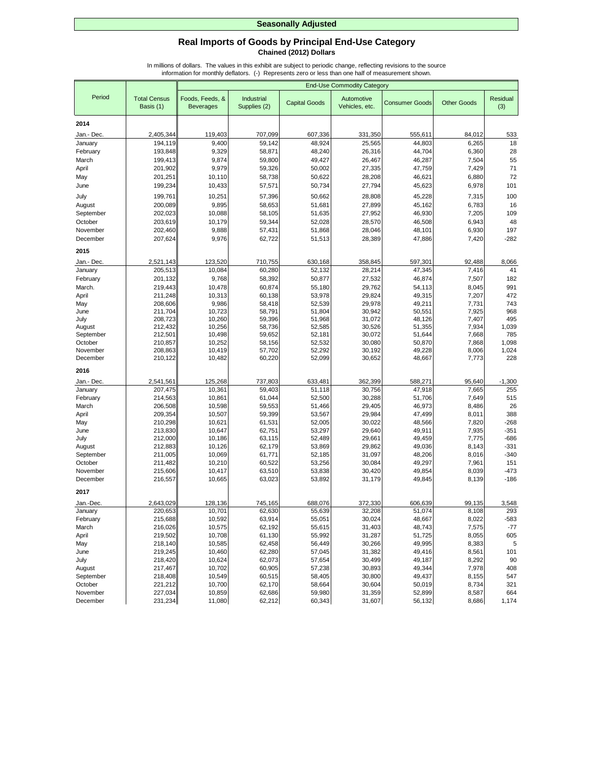**Seasonally Adjusted**

## Real Imports of Goods by Principal End-Use Category

**Chained (2012) Dollars**

In millions of dollars. The values in this exhibit are subject to periodic change, reflecting revisions to the source information for monthly deflators. (-) Represents zero or less than one half of measurement shown.

| Period | Total Census Basis (1) | End-Use Commodity Category | | | | | | |
|---|---|---|---|---|---|---|---|---|
| | | Foods, Feeds, & Beverages | Industrial Supplies (2) | Capital Goods | Automotive Vehicles, etc. | Consumer Goods | Other Goods | Residual (3) |
| **2014** | | | | | | | | |
| Jan.- Dec. | 2,405,344 | 119,403 | 707,099 | 607,336 | 331,350 | 555,611 | 84,012 | 533 |
| January | 194,119 | 9,400 | 59,142 | 48,924 | 25,565 | 44,803 | 6,265 | 18 |
| February | 193,848 | 9,329 | 58,871 | 48,240 | 26,316 | 44,704 | 6,360 | 28 |
| March | 199,413 | 9,874 | 59,800 | 49,427 | 26,467 | 46,287 | 7,504 | 55 |
| April | 201,902 | 9,979 | 59,326 | 50,002 | 27,335 | 47,759 | 7,429 | 71 |
| May | 201,251 | 10,110 | 58,738 | 50,622 | 28,208 | 46,621 | 6,880 | 72 |
| June | 199,234 | 10,433 | 57,571 | 50,734 | 27,794 | 45,623 | 6,978 | 101 |
| July | 199,761 | 10,251 | 57,396 | 50,662 | 28,808 | 45,228 | 7,315 | 100 |
| August | 200,089 | 9,895 | 58,653 | 51,681 | 27,899 | 45,162 | 6,783 | 16 |
| September | 202,023 | 10,088 | 58,105 | 51,635 | 27,952 | 46,930 | 7,205 | 109 |
| October | 203,619 | 10,179 | 59,344 | 52,028 | 28,570 | 46,508 | 6,943 | 48 |
| November | 202,460 | 9,888 | 57,431 | 51,868 | 28,046 | 48,101 | 6,930 | 197 |
| December | 207,624 | 9,976 | 62,722 | 51,513 | 28,389 | 47,886 | 7,420 | -282 |
| **2015** | | | | | | | | |
| Jan.- Dec. | 2,521,143 | 123,520 | 710,755 | 630,168 | 358,845 | 597,301 | 92,488 | 8,066 |
| January | 205,513 | 10,084 | 60,280 | 52,132 | 28,214 | 47,345 | 7,416 | 41 |
| February | 201,132 | 9,768 | 58,392 | 50,877 | 27,532 | 46,874 | 7,507 | 182 |
| March. | 219,443 | 10,478 | 60,874 | 55,180 | 29,762 | 54,113 | 8,045 | 991 |
| April | 211,248 | 10,313 | 60,138 | 53,978 | 29,824 | 49,315 | 7,207 | 472 |
| May | 208,606 | 9,986 | 58,418 | 52,539 | 29,978 | 49,211 | 7,731 | 743 |
| June | 211,704 | 10,723 | 58,791 | 51,804 | 30,942 | 50,551 | 7,925 | 968 |
| July | 208,723 | 10,260 | 59,396 | 51,968 | 31,072 | 48,126 | 7,407 | 495 |
| August | 212,432 | 10,256 | 58,736 | 52,585 | 30,526 | 51,355 | 7,934 | 1,039 |
| September | 212,501 | 10,498 | 59,652 | 52,181 | 30,072 | 51,644 | 7,668 | 785 |
| October | 210,857 | 10,252 | 58,156 | 52,532 | 30,080 | 50,870 | 7,868 | 1,098 |
| November | 208,863 | 10,419 | 57,702 | 52,292 | 30,192 | 49,228 | 8,006 | 1,024 |
| December | 210,122 | 10,482 | 60,220 | 52,099 | 30,652 | 48,667 | 7,773 | 228 |
| **2016** | | | | | | | | |
| Jan.- Dec. | 2,541,561 | 125,268 | 737,803 | 633,481 | 362,399 | 588,271 | 95,640 | -1,300 |
| January | 207,475 | 10,361 | 59,403 | 51,118 | 30,756 | 47,918 | 7,665 | 255 |
| February | 214,563 | 10,861 | 61,044 | 52,500 | 30,288 | 51,706 | 7,649 | 515 |
| March | 206,508 | 10,598 | 59,553 | 51,466 | 29,405 | 46,973 | 8,486 | 26 |
| April | 209,354 | 10,507 | 59,399 | 53,567 | 29,984 | 47,499 | 8,011 | 388 |
| May | 210,298 | 10,621 | 61,531 | 52,005 | 30,022 | 48,566 | 7,820 | -268 |
| June | 213,830 | 10,647 | 62,751 | 53,297 | 29,640 | 49,911 | 7,935 | -351 |
| July | 212,000 | 10,186 | 63,115 | 52,489 | 29,661 | 49,459 | 7,775 | -686 |
| August | 212,883 | 10,126 | 62,179 | 53,869 | 29,862 | 49,036 | 8,143 | -331 |
| September | 211,005 | 10,069 | 61,771 | 52,185 | 31,097 | 48,206 | 8,016 | -340 |
| October | 211,482 | 10,210 | 60,522 | 53,256 | 30,084 | 49,297 | 7,961 | 151 |
| November | 215,606 | 10,417 | 63,510 | 53,838 | 30,420 | 49,854 | 8,039 | -473 |
| December | 216,557 | 10,665 | 63,023 | 53,892 | 31,179 | 49,845 | 8,139 | -186 |
| **2017** | | | | | | | | |
| Jan.-Dec. | 2,643,029 | 128,136 | 745,165 | 688,076 | 372,330 | 606,639 | 99,135 | 3,548 |
| January | 220,653 | 10,701 | 62,630 | 55,639 | 32,208 | 51,074 | 8,108 | 293 |
| February | 215,688 | 10,592 | 63,914 | 55,051 | 30,024 | 48,667 | 8,022 | -583 |
| March | 216,026 | 10,575 | 62,192 | 55,615 | 31,403 | 48,743 | 7,575 | -77 |
| April | 219,502 | 10,708 | 61,130 | 55,992 | 31,287 | 51,725 | 8,055 | 605 |
| May | 218,140 | 10,585 | 62,458 | 56,449 | 30,266 | 49,995 | 8,383 | 5 |
| June | 219,245 | 10,460 | 62,280 | 57,045 | 31,382 | 49,416 | 8,561 | 101 |
| July | 218,420 | 10,624 | 62,073 | 57,654 | 30,499 | 49,187 | 8,292 | 90 |
| August | 217,467 | 10,702 | 60,905 | 57,238 | 30,893 | 49,344 | 7,978 | 408 |
| September | 218,408 | 10,549 | 60,515 | 58,405 | 30,800 | 49,437 | 8,155 | 547 |
| October | 221,212 | 10,700 | 62,170 | 58,664 | 30,604 | 50,019 | 8,734 | 321 |
| November | 227,034 | 10,859 | 62,686 | 59,980 | 31,359 | 52,899 | 8,587 | 664 |
| December | 231,234 | 11,080 | 62,212 | 60,343 | 31,607 | 56,132 | 8,686 | 1,174 |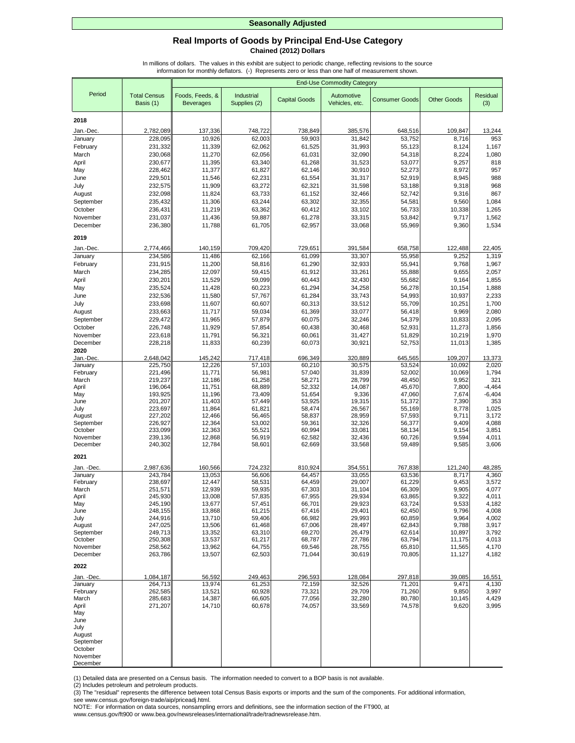**Seasonally Adjusted**

## Real Imports of Goods by Principal End-Use Category

**Chained (2012) Dollars**

In millions of dollars. The values in this exhibit are subject to periodic change, reflecting revisions to the source information for monthly deflators. (-) Represents zero or less than one half of measurement shown.

| Period | Total Census Basis (1) | End-Use Commodity Category | | | | | | |
|---|---|---|---|---|---|---|---|---|
| | | Foods, Feeds, & Beverages | Industrial Supplies (2) | Capital Goods | Automotive Vehicles, etc. | Consumer Goods | Other Goods | Residual (3) |
| **2018** | | | | | | | | |
| Jan.-Dec. | 2,782,089 | 137,336 | 748,722 | 738,849 | 385,576 | 648,516 | 109,847 | 13,244 |
| January | 228,095 | 10,926 | 62,003 | 59,903 | 31,842 | 53,752 | 8,716 | 953 |
| February | 231,332 | 11,339 | 62,062 | 61,525 | 31,993 | 55,123 | 8,124 | 1,167 |
| March | 230,068 | 11,270 | 62,056 | 61,031 | 32,090 | 54,318 | 8,224 | 1,080 |
| April | 230,677 | 11,395 | 63,340 | 61,268 | 31,523 | 53,077 | 9,257 | 818 |
| May | 228,462 | 11,377 | 61,827 | 62,146 | 30,910 | 52,273 | 8,972 | 957 |
| June | 229,501 | 11,546 | 62,231 | 61,554 | 31,317 | 52,919 | 8,945 | 988 |
| July | 232,575 | 11,909 | 63,272 | 62,321 | 31,598 | 53,188 | 9,318 | 968 |
| August | 232,098 | 11,824 | 63,733 | 61,152 | 32,466 | 52,742 | 9,316 | 867 |
| September | 235,432 | 11,306 | 63,244 | 63,302 | 32,355 | 54,581 | 9,560 | 1,084 |
| October | 236,431 | 11,219 | 63,362 | 60,412 | 33,102 | 56,733 | 10,338 | 1,265 |
| November | 231,037 | 11,436 | 59,887 | 61,278 | 33,315 | 53,842 | 9,717 | 1,562 |
| December | 236,380 | 11,788 | 61,705 | 62,957 | 33,068 | 55,969 | 9,360 | 1,534 |
| **2019** | | | | | | | | |
| Jan.-Dec. | 2,774,466 | 140,159 | 709,420 | 729,651 | 391,584 | 658,758 | 122,488 | 22,405 |
| January | 234,586 | 11,486 | 62,166 | 61,099 | 33,307 | 55,958 | 9,252 | 1,319 |
| February | 231,915 | 11,200 | 58,816 | 61,290 | 32,933 | 55,941 | 9,768 | 1,967 |
| March | 234,285 | 12,097 | 59,415 | 61,912 | 33,261 | 55,888 | 9,655 | 2,057 |
| April | 230,201 | 11,529 | 59,099 | 60,443 | 32,430 | 55,682 | 9,164 | 1,855 |
| May | 235,524 | 11,428 | 60,223 | 61,294 | 34,258 | 56,278 | 10,154 | 1,888 |
| June | 232,536 | 11,580 | 57,767 | 61,284 | 33,743 | 54,993 | 10,937 | 2,233 |
| July | 233,698 | 11,607 | 60,607 | 60,313 | 33,512 | 55,709 | 10,251 | 1,700 |
| August | 233,663 | 11,717 | 59,034 | 61,369 | 33,077 | 56,418 | 9,969 | 2,080 |
| September | 229,472 | 11,965 | 57,879 | 60,075 | 32,246 | 54,379 | 10,833 | 2,095 |
| October | 226,748 | 11,929 | 57,854 | 60,438 | 30,468 | 52,931 | 11,273 | 1,856 |
| November | 223,618 | 11,791 | 56,321 | 60,061 | 31,427 | 51,829 | 10,219 | 1,970 |
| December | 228,218 | 11,833 | 60,239 | 60,073 | 30,921 | 52,753 | 11,013 | 1,385 |
| **2020** | | | | | | | | |
| Jan.-Dec. | 2,648,042 | 145,242 | 717,418 | 696,349 | 320,889 | 645,565 | 109,207 | 13,373 |
| January | 225,750 | 12,226 | 57,103 | 60,210 | 30,575 | 53,524 | 10,092 | 2,020 |
| February | 221,496 | 11,771 | 56,981 | 57,040 | 31,839 | 52,002 | 10,069 | 1,794 |
| March | 219,237 | 12,186 | 61,258 | 58,271 | 28,799 | 48,450 | 9,952 | 321 |
| April | 196,064 | 11,751 | 68,889 | 52,332 | 14,087 | 45,670 | 7,800 | -4,464 |
| May | 193,925 | 11,196 | 73,409 | 51,654 | 9,336 | 47,060 | 7,674 | -6,404 |
| June | 201,207 | 11,403 | 57,449 | 53,925 | 19,315 | 51,372 | 7,390 | 353 |
| July | 223,697 | 11,864 | 61,821 | 58,474 | 26,567 | 55,169 | 8,778 | 1,025 |
| August | 227,202 | 12,466 | 56,465 | 58,837 | 28,959 | 57,593 | 9,711 | 3,172 |
| September | 226,927 | 12,364 | 53,002 | 59,361 | 32,326 | 56,377 | 9,409 | 4,088 |
| October | 233,099 | 12,363 | 55,521 | 60,994 | 33,081 | 58,134 | 9,154 | 3,851 |
| November | 239,136 | 12,868 | 56,919 | 62,582 | 32,436 | 60,726 | 9,594 | 4,011 |
| December | 240,302 | 12,784 | 58,601 | 62,669 | 33,568 | 59,489 | 9,585 | 3,606 |
| **2021** | | | | | | | | |
| Jan. -Dec. | 2,987,636 | 160,566 | 724,232 | 810,924 | 354,551 | 767,838 | 121,240 | 48,285 |
| January | 243,784 | 13,053 | 56,606 | 64,457 | 33,055 | 63,536 | 8,717 | 4,360 |
| February | 238,697 | 12,447 | 58,531 | 64,459 | 29,007 | 61,229 | 9,453 | 3,572 |
| March | 251,571 | 12,939 | 59,935 | 67,303 | 31,104 | 66,309 | 9,905 | 4,077 |
| April | 245,930 | 13,008 | 57,835 | 67,955 | 29,934 | 63,865 | 9,322 | 4,011 |
| May | 245,190 | 13,677 | 57,451 | 66,701 | 29,923 | 63,724 | 9,533 | 4,182 |
| June | 248,155 | 13,868 | 61,215 | 67,416 | 29,401 | 62,450 | 9,796 | 4,008 |
| July | 244,916 | 13,710 | 59,406 | 66,982 | 29,993 | 60,859 | 9,964 | 4,002 |
| August | 247,025 | 13,506 | 61,468 | 67,006 | 28,497 | 62,843 | 9,788 | 3,917 |
| September | 249,713 | 13,352 | 63,310 | 69,270 | 26,479 | 62,614 | 10,897 | 3,792 |
| October | 250,308 | 13,537 | 61,217 | 68,787 | 27,786 | 63,794 | 11,175 | 4,013 |
| November | 258,562 | 13,962 | 64,755 | 69,546 | 28,755 | 65,810 | 11,565 | 4,170 |
| December | 263,786 | 13,507 | 62,503 | 71,044 | 30,619 | 70,805 | 11,127 | 4,182 |
| **2022** | | | | | | | | |
| Jan. -Dec. | 1,084,187 | 56,592 | 249,463 | 296,593 | 128,084 | 297,818 | 39,085 | 16,551 |
| January | 264,713 | 13,974 | 61,253 | 72,159 | 32,526 | 71,201 | 9,471 | 4,130 |
| February | 262,585 | 13,521 | 60,928 | 73,321 | 29,709 | 71,260 | 9,850 | 3,997 |
| March | 285,683 | 14,387 | 66,605 | 77,056 | 32,280 | 80,780 | 10,145 | 4,429 |
| April | 271,207 | 14,710 | 60,678 | 74,057 | 33,569 | 74,578 | 9,620 | 3,995 |
| May | | | | | | | | |
| June | | | | | | | | |
| July | | | | | | | | |
| August | | | | | | | | |
| September | | | | | | | | |
| October | | | | | | | | |
| November | | | | | | | | |
| December | | | | | | | | |

(1) Detailed data are presented on a Census basis. The information needed to convert to a BOP basis is not available.

(2) Includes petroleum and petroleum products.

(3) The "residual" represents the difference between total Census Basis exports or imports and the sum of the components. For additional information, see www.census.gov/foreign-trade/aip/priceadj.html.

NOTE: For information on data sources, nonsampling errors and definitions, see the information section of the FT900, at www.census.gov/ft900 or www.bea.gov/newsreleases/international/trade/tradnewsrelease.htm.